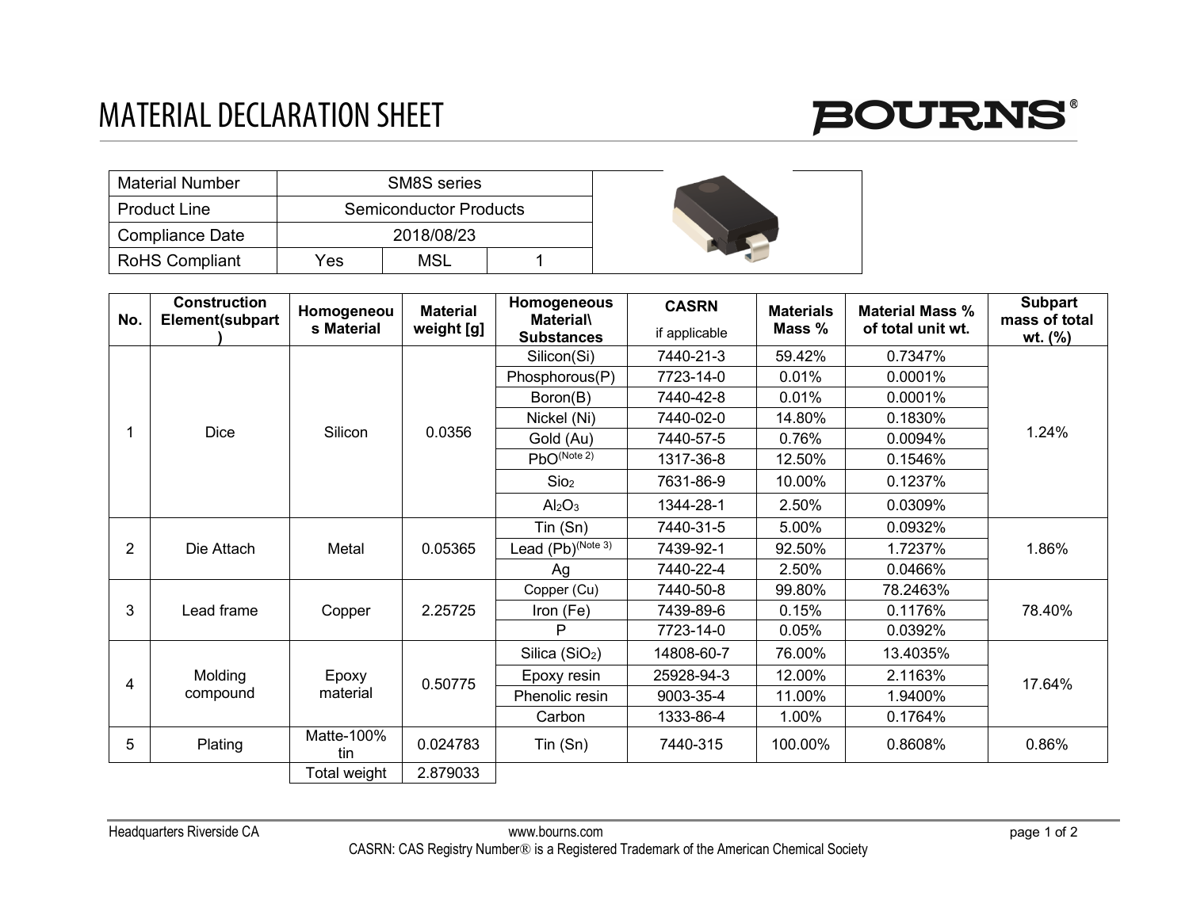# MATERIAL DECLARATION SHEET

BOURNS®

| Material Number | SM8S series | | |
|---|---|---|---|
| Product Line | Semiconductor Products | | |
| Compliance Date | 2018/08/23 | | |
| RoHS Compliant | Yes | MSL | 1 |

| No. | Construction Element(subpart) | Homogeneous Material | Material weight [g] | Homogeneous Material\ Substances | CASRN if applicable | Materials Mass % | Material Mass % of total unit wt. | Subpart mass of total wt. (%) |
|---|---|---|---|---|---|---|---|---|
| 1 | Dice | Silicon | 0.0356 | Silicon(Si) | 7440-21-3 | 59.42% | 0.7347% | 1.24% |
| | | | | Phosphorous(P) | 7723-14-0 | 0.01% | 0.0001% | |
| | | | | Boron(B) | 7440-42-8 | 0.01% | 0.0001% | |
| | | | | Nickel (Ni) | 7440-02-0 | 14.80% | 0.1830% | |
| | | | | Gold (Au) | 7440-57-5 | 0.76% | 0.0094% | |
| | | | | PbO(Note 2) | 1317-36-8 | 12.50% | 0.1546% | |
| | | | | $Sio_2$ | 7631-86-9 | 10.00% | 0.1237% | |
| | | | | $Al_2O_3$ | 1344-28-1 | 2.50% | 0.0309% | |
| 2 | Die Attach | Metal | 0.05365 | Tin (Sn) | 7440-31-5 | 5.00% | 0.0932% | 1.86% |
| | | | | Lead (Pb)(Note 3) | 7439-92-1 | 92.50% | 1.7237% | |
| | | | | Ag | 7440-22-4 | 2.50% | 0.0466% | |
| 3 | Lead frame | Copper | 2.25725 | Copper (Cu) | 7440-50-8 | 99.80% | 78.2463% | 78.40% |
| | | | | Iron (Fe) | 7439-89-6 | 0.15% | 0.1176% | |
| | | | | P | 7723-14-0 | 0.05% | 0.0392% | |
| 4 | Molding compound | Epoxy material | 0.50775 | Silica ($SiO_2$) | 14808-60-7 | 76.00% | 13.4035% | 17.64% |
| | | | | Epoxy resin | 25928-94-3 | 12.00% | 2.1163% | |
| | | | | Phenolic resin | 9003-35-4 | 11.00% | 1.9400% | |
| | | | | Carbon | 1333-86-4 | 1.00% | 0.1764% | |
| 5 | Plating | Matte-100% tin | 0.024783 | Tin (Sn) | 7440-315 | 100.00% | 0.8608% | 0.86% |
| | | Total weight | 2.879033 | | | | | |

Headquarters Riverside CA www.bourns.com

CASRN: CAS Registry Number® is a Registered Trademark of the American Chemical Society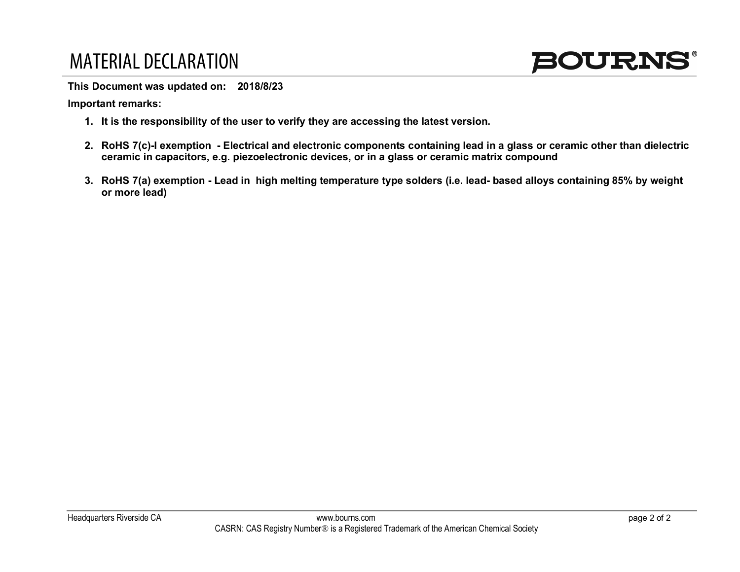# MATERIAL DECLARATION

**This Document was updated on: 2018/8/23**

**Important remarks:**

1. **It is the responsibility of the user to verify they are accessing the latest version.**
2. **RoHS 7(c)-I exemption - Electrical and electronic components containing lead in a glass or ceramic other than dielectric ceramic in capacitors, e.g. piezoelectronic devices, or in a glass or ceramic matrix compound**
3. **RoHS 7(a) exemption - Lead in high melting temperature type solders (i.e. lead- based alloys containing 85% by weight or more lead)**

CASRN: CAS Registry Number® is a Registered Trademark of the American Chemical Society